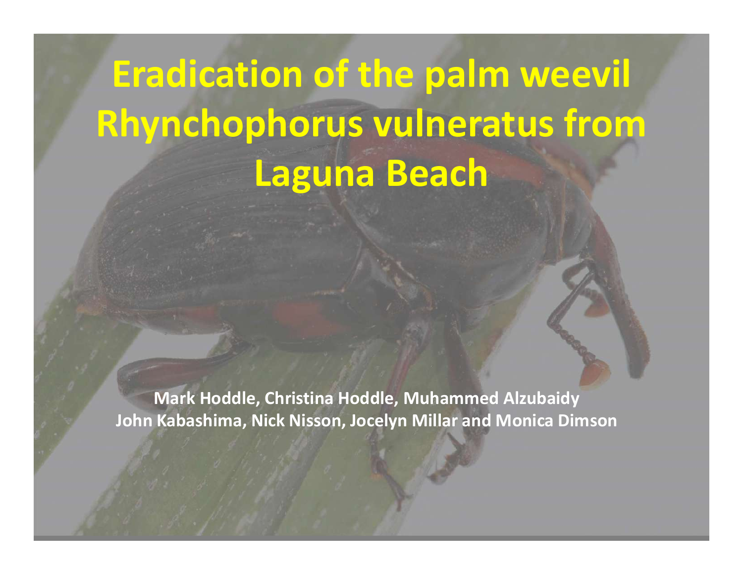# Eradication of the palm weevil Rhynchophorus vulneratus from Laguna Beach

**Mark Hoddle, Christina Hoddle, Muhammed Alzubaidy**
**John Kabashima, Nick Nisson, Jocelyn Millar and Monica Dimson**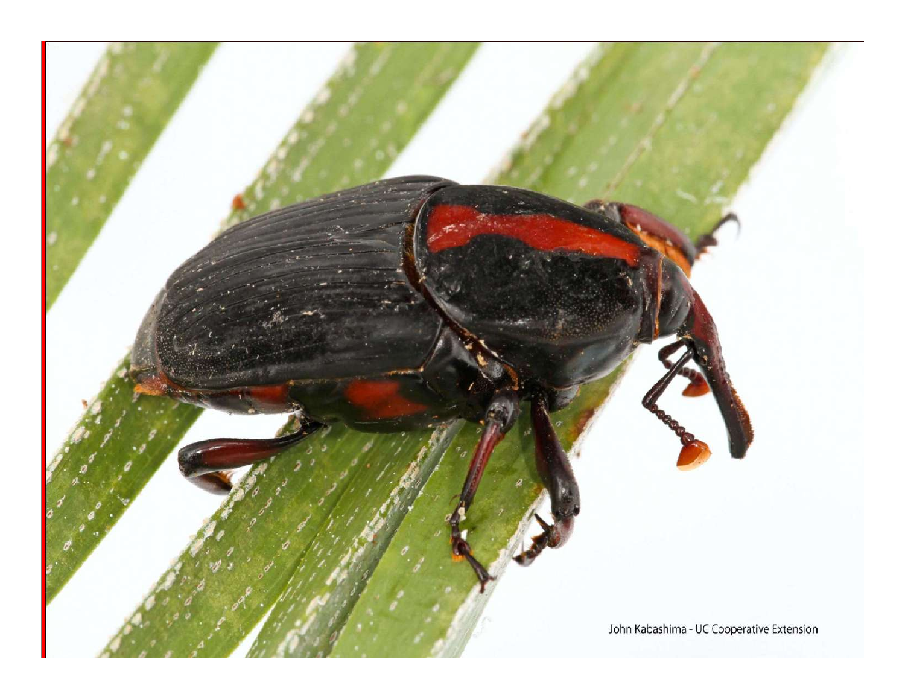John Kabashima - UC Cooperative Extension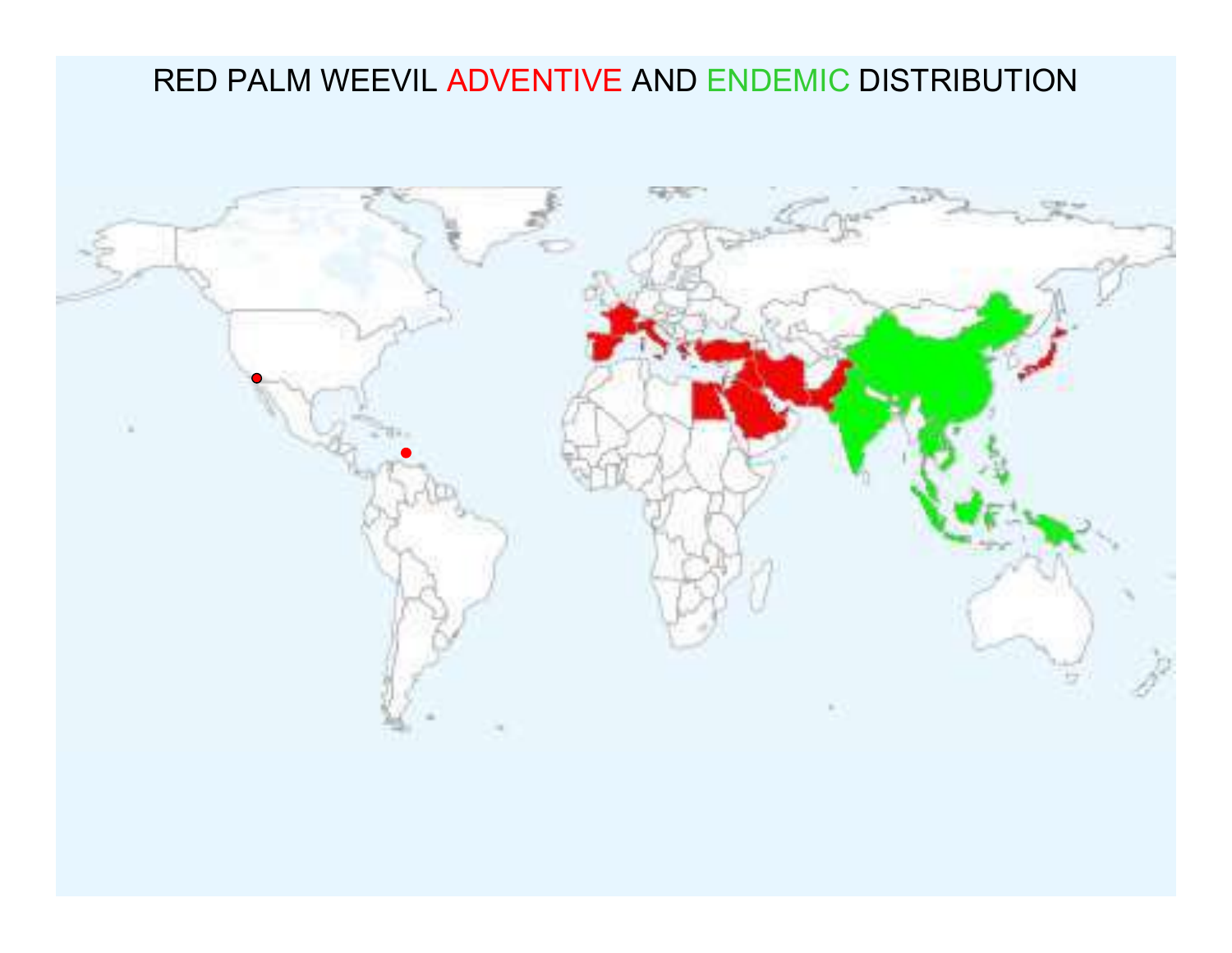# RED PALM WEEVIL ADVENTIVE AND ENDEMIC DISTRIBUTION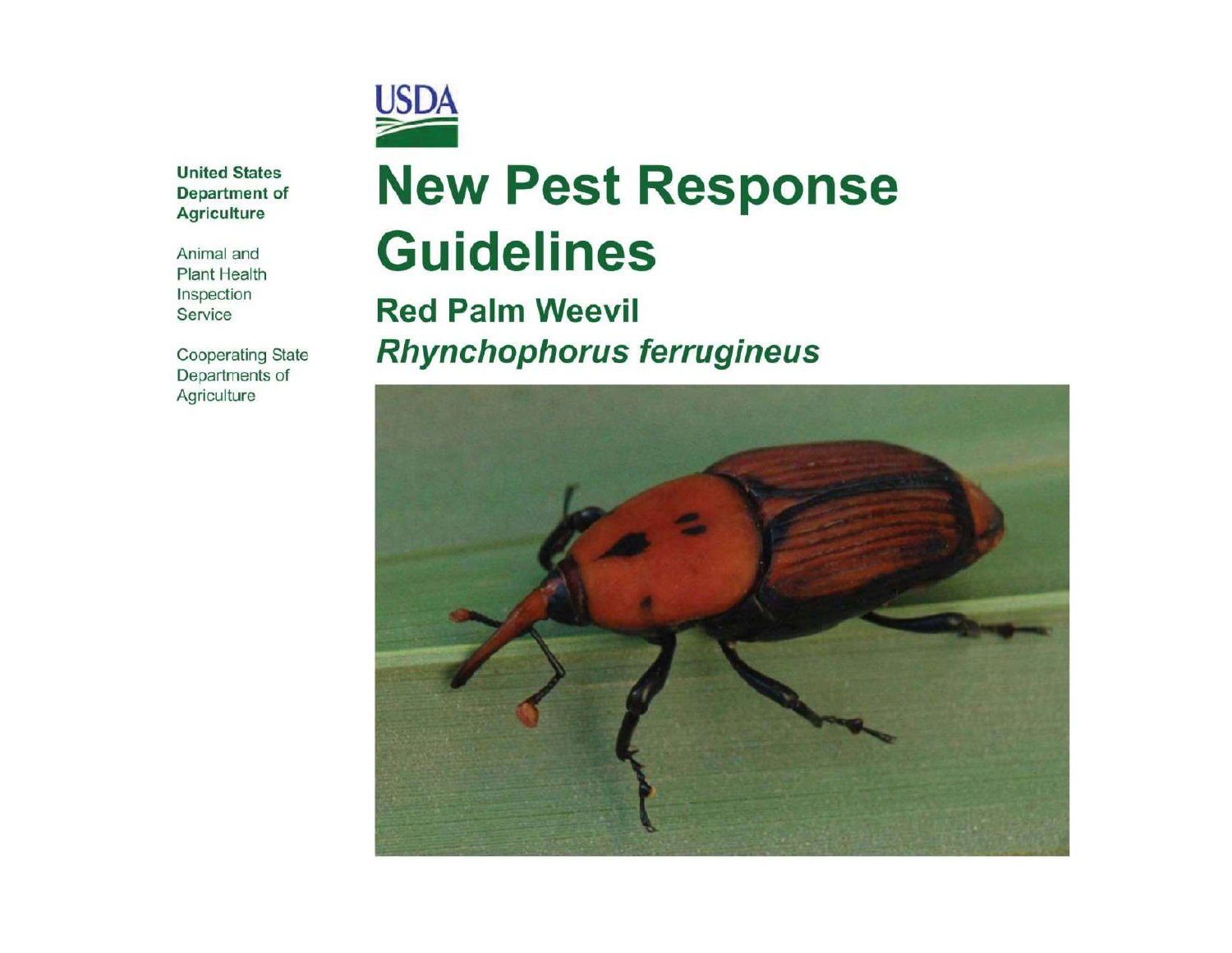USDA

**United States Department of Agriculture**

Animal and Plant Health Inspection Service

Cooperating State Departments of Agriculture

# New Pest Response Guidelines

## Red Palm Weevil

## *Rhynchophorus ferrugineus*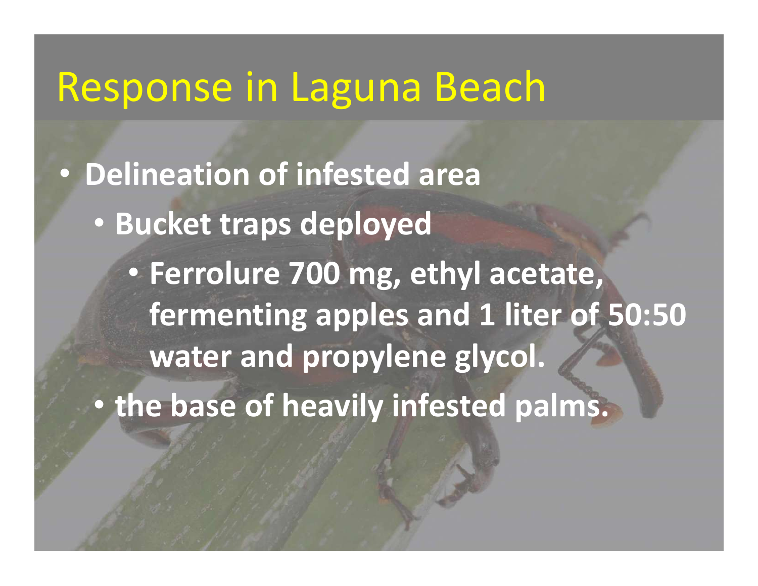# Response in Laguna Beach

- **Delineation of infested area**
  - **Bucket traps deployed**
    - **Ferrolure 700 mg, ethyl acetate, fermenting apples and 1 liter of 50:50 water and propylene glycol.**
  - **the base of heavily infested palms.**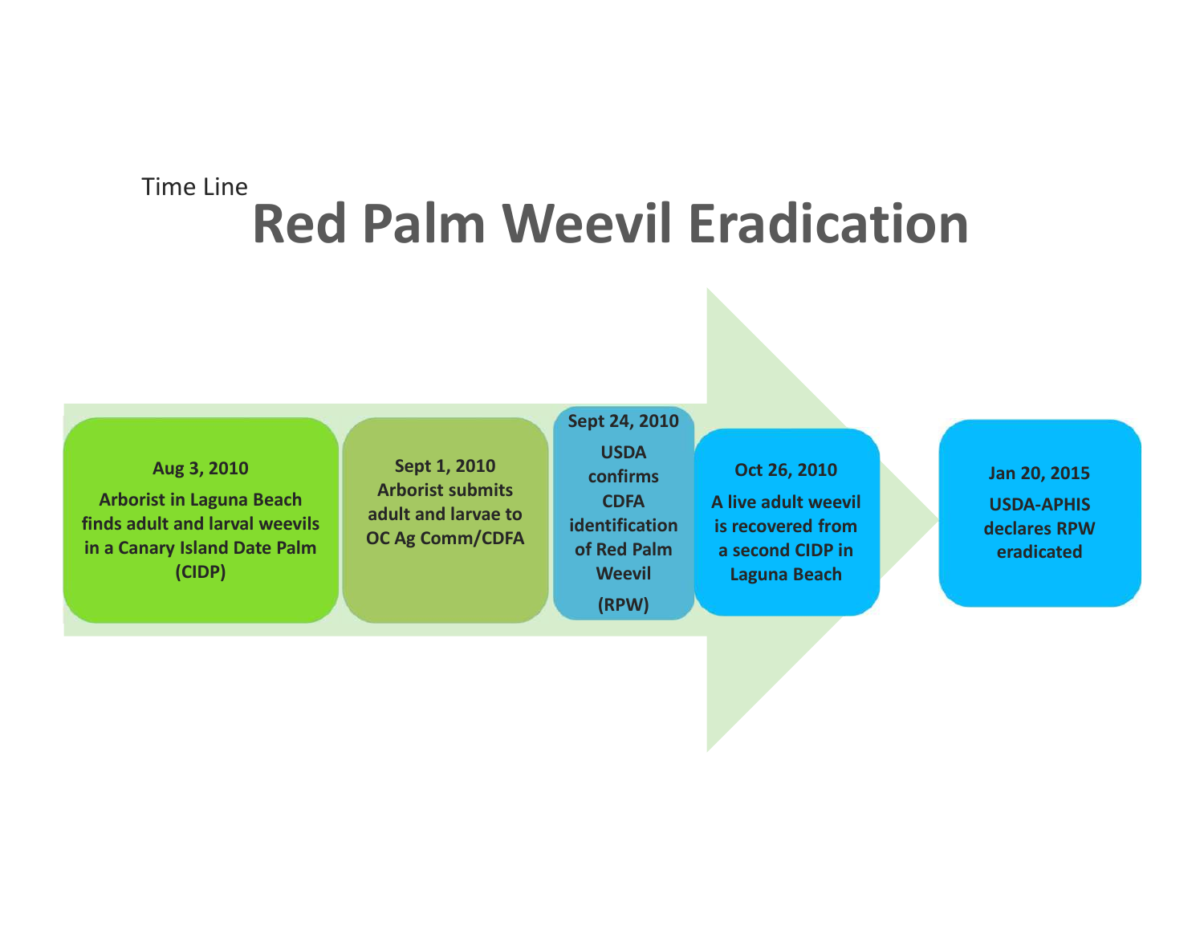Time Line

# Red Palm Weevil Eradication

**Aug 3, 2010**
**Arborist in Laguna Beach finds adult and larval weevils in a Canary Island Date Palm (CIDP)**

**Sept 1, 2010**
**Arborist submits adult and larvae to OC Ag Comm/CDFA**

**Sept 24, 2010**
**USDA confirms CDFA identification of Red Palm Weevil (RPW)**

**Oct 26, 2010**
**A live adult weevil is recovered from a second CIDP in Laguna Beach**

**Jan 20, 2015**
**USDA-APHIS declares RPW eradicated**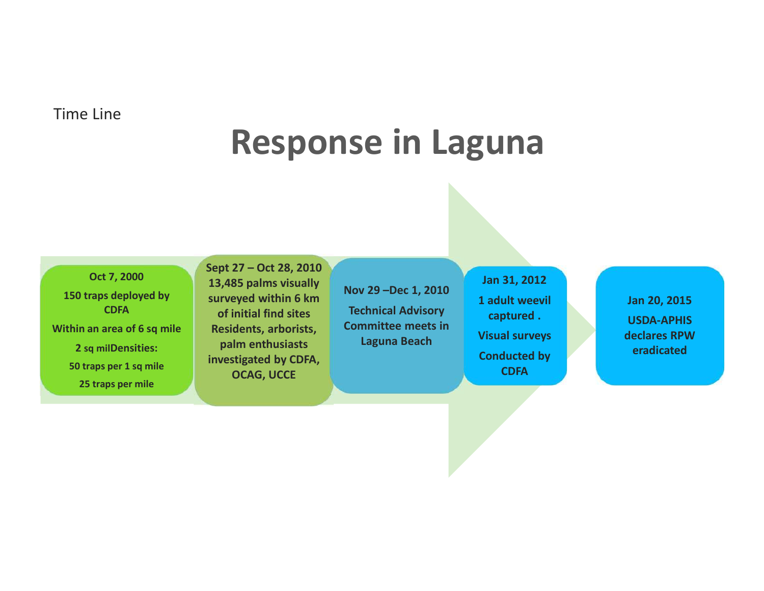Time Line

# Response in Laguna

**Oct 7, 2000**

**150 traps deployed by CDFA**

**Within an area of 6 sq mile**

**2 sq milDensities:**

**50 traps per 1 sq mile**

**25 traps per mile**

**Sept 27 – Oct 28, 2010**
**13,485 palms visually surveyed within 6 km of initial find sites**
**Residents, arborists, palm enthusiasts investigated by CDFA, OCAG, UCCE**

**Nov 29 –Dec 1, 2010**

**Technical Advisory Committee meets in Laguna Beach**

**Jan 31, 2012**

**1 adult weevil captured .**

**Visual surveys**

**Conducted by CDFA**

**Jan 20, 2015**

**USDA-APHIS declares RPW eradicated**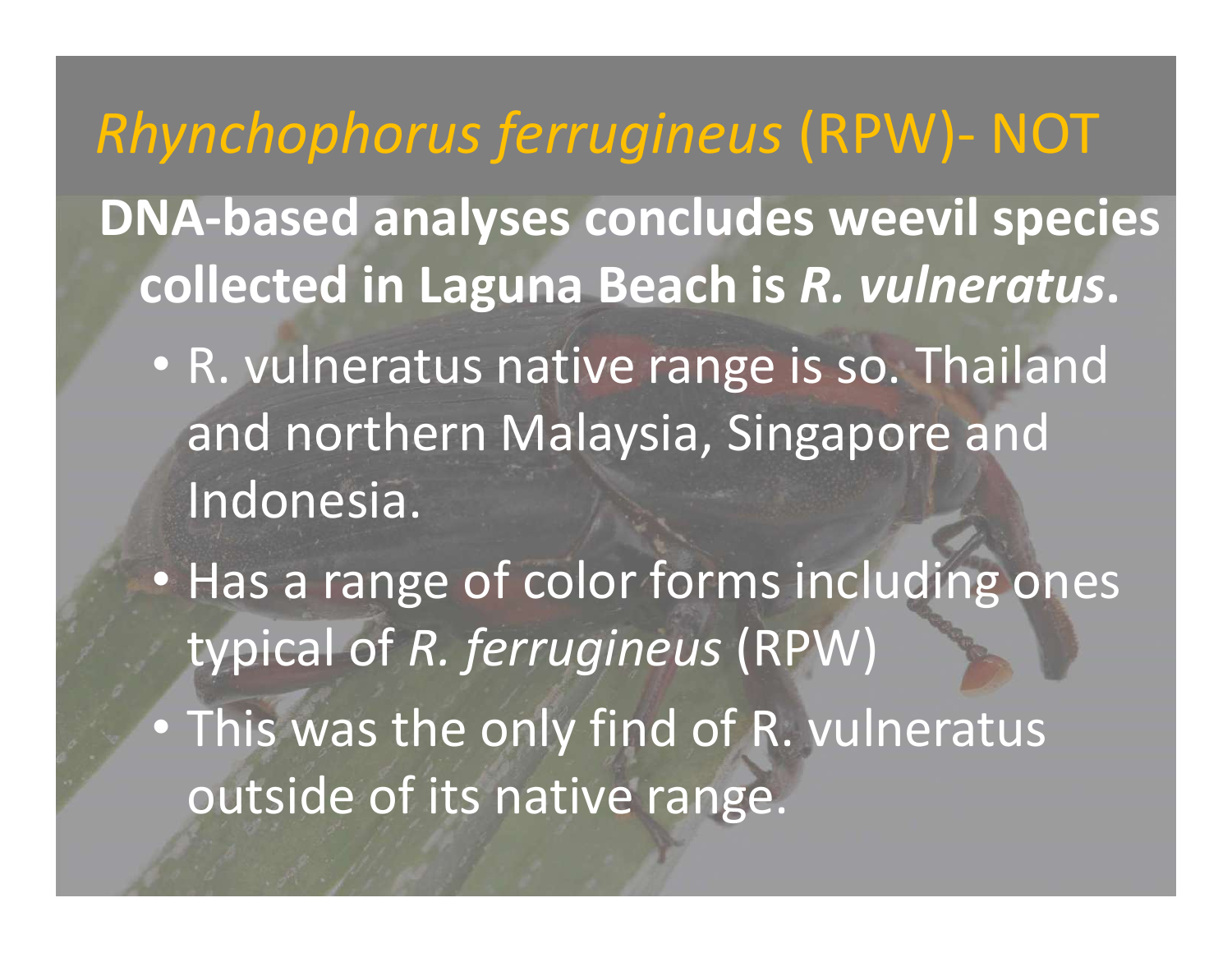# *Rhynchophorus ferrugineus* (RPW)- NOT

**DNA-based analyses concludes weevil species collected in Laguna Beach is *R. vulneratus*.**

- R. vulneratus native range is so. Thailand and northern Malaysia, Singapore and Indonesia.
- Has a range of color forms including ones typical of *R. ferrugineus* (RPW)
- This was the only find of R. vulneratus outside of its native range.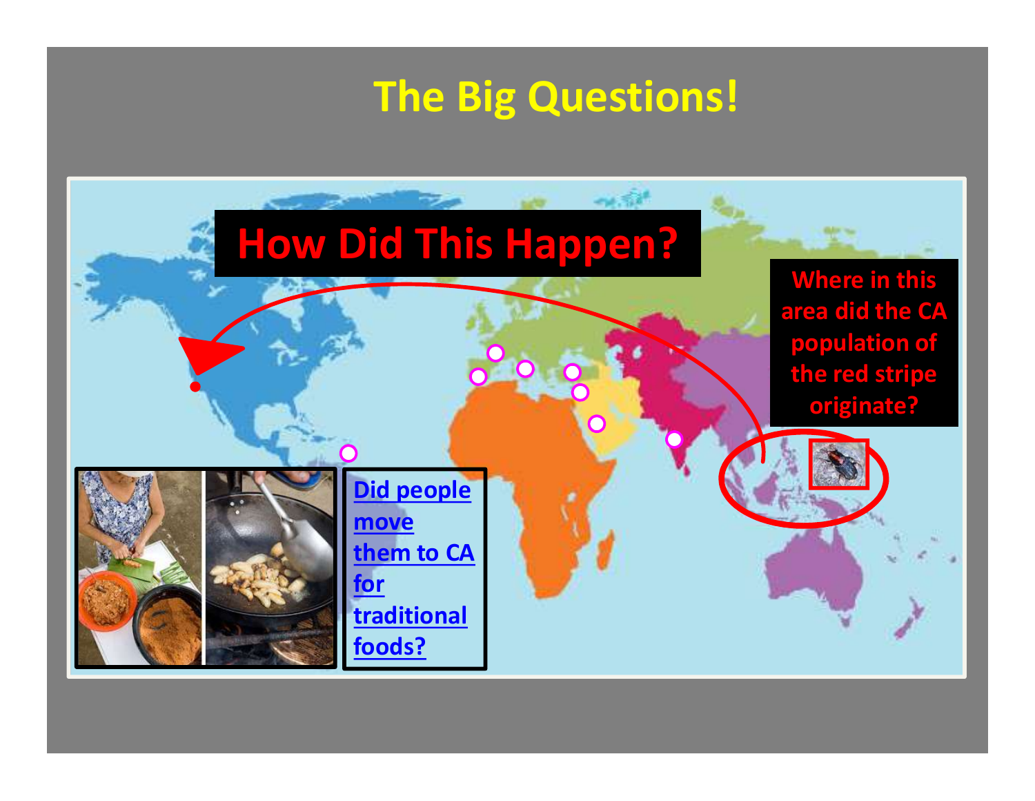# The Big Questions!

How Did This Happen?

Where in this area did the CA population of the red stripe originate?

Did people move them to CA for traditional foods?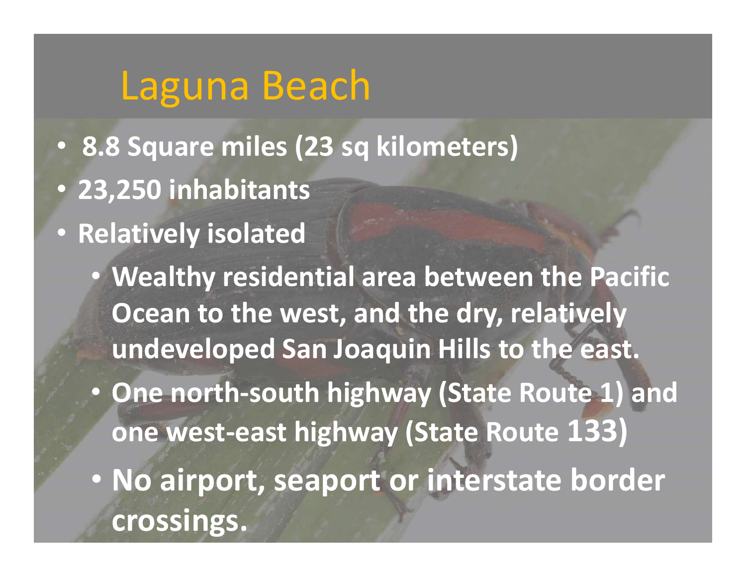# Laguna Beach

- 8.8 Square miles (23 sq kilometers)
- 23,250 inhabitants
- Relatively isolated
  - Wealthy residential area between the Pacific Ocean to the west, and the dry, relatively undeveloped San Joaquin Hills to the east.
  - One north-south highway (State Route 1) and one west-east highway (State Route 133)
  - No airport, seaport or interstate border crossings.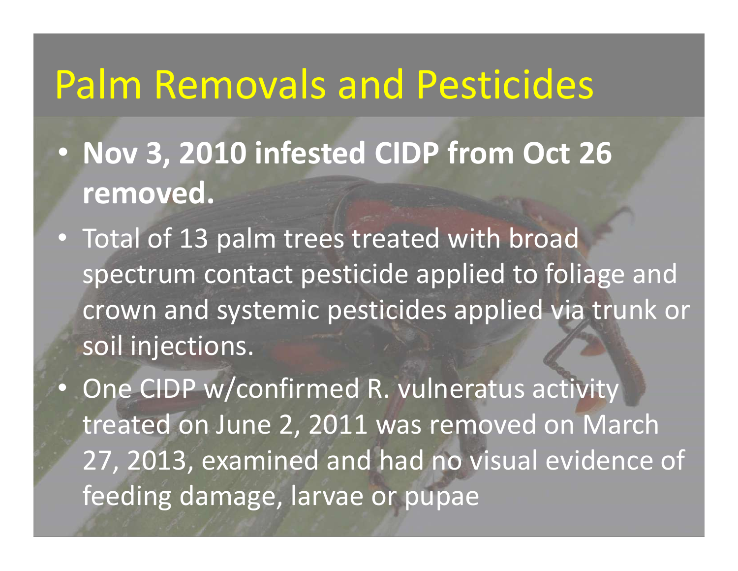# Palm Removals and Pesticides

- **Nov 3, 2010 infested CIDP from Oct 26 removed.**
- Total of 13 palm trees treated with broad spectrum contact pesticide applied to foliage and crown and systemic pesticides applied via trunk or soil injections.
- One CIDP w/confirmed R. vulneratus activity treated on June 2, 2011 was removed on March 27, 2013, examined and had no visual evidence of feeding damage, larvae or pupae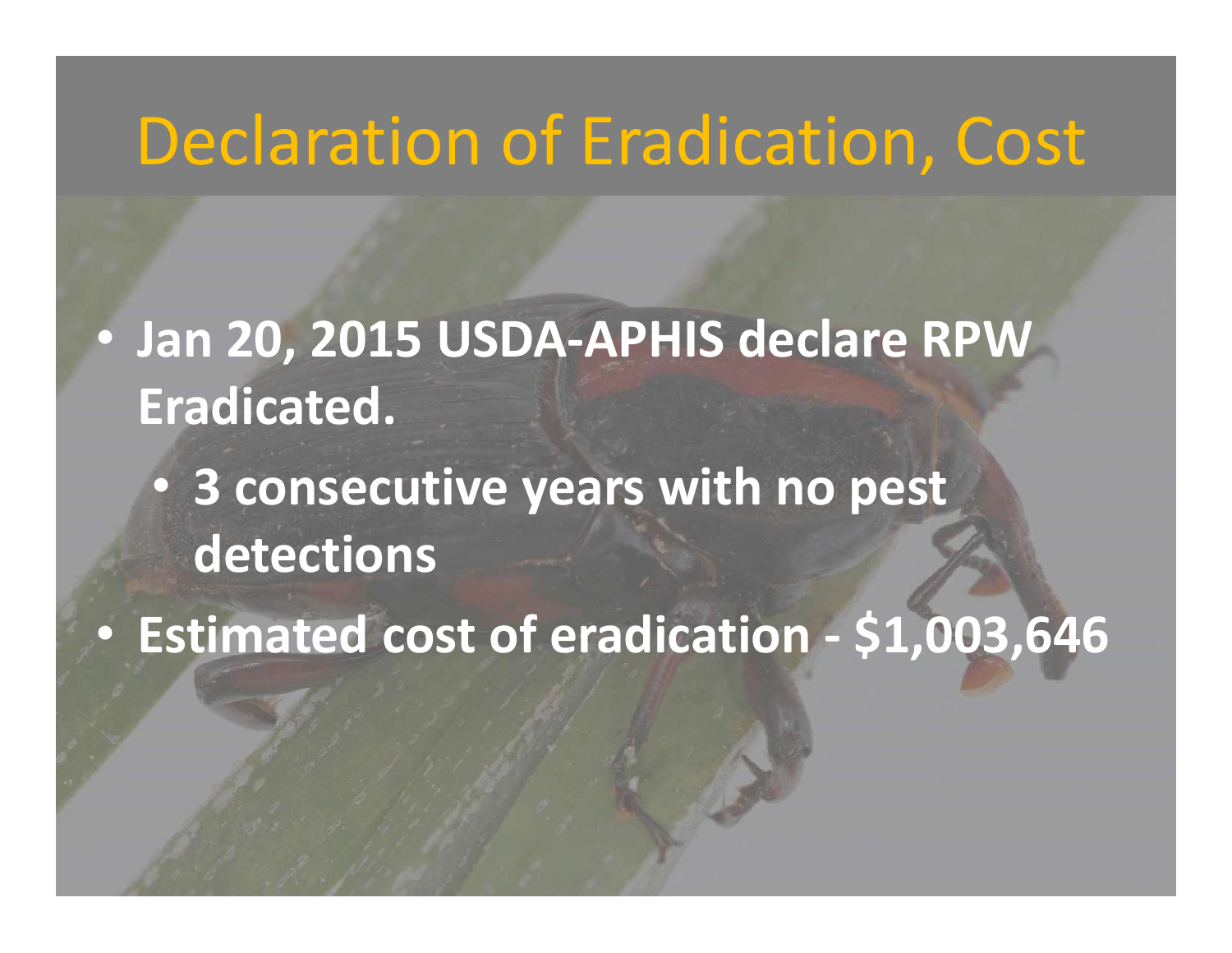# Declaration of Eradication, Cost

- **Jan 20, 2015 USDA-APHIS declare RPW Eradicated.**
  - **3 consecutive years with no pest detections**
- **Estimated cost of eradication - $1,003,646**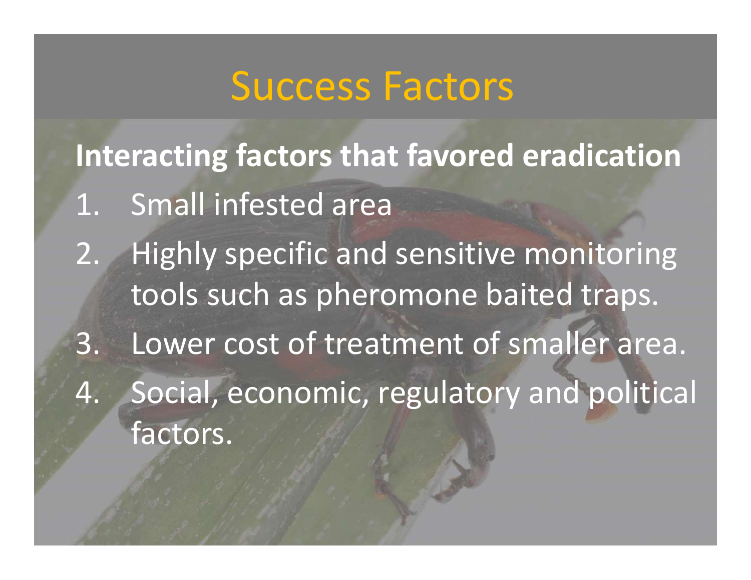# Success Factors

**Interacting factors that favored eradication**

1. Small infested area
2. Highly specific and sensitive monitoring tools such as pheromone baited traps.
3. Lower cost of treatment of smaller area.
4. Social, economic, regulatory and political factors.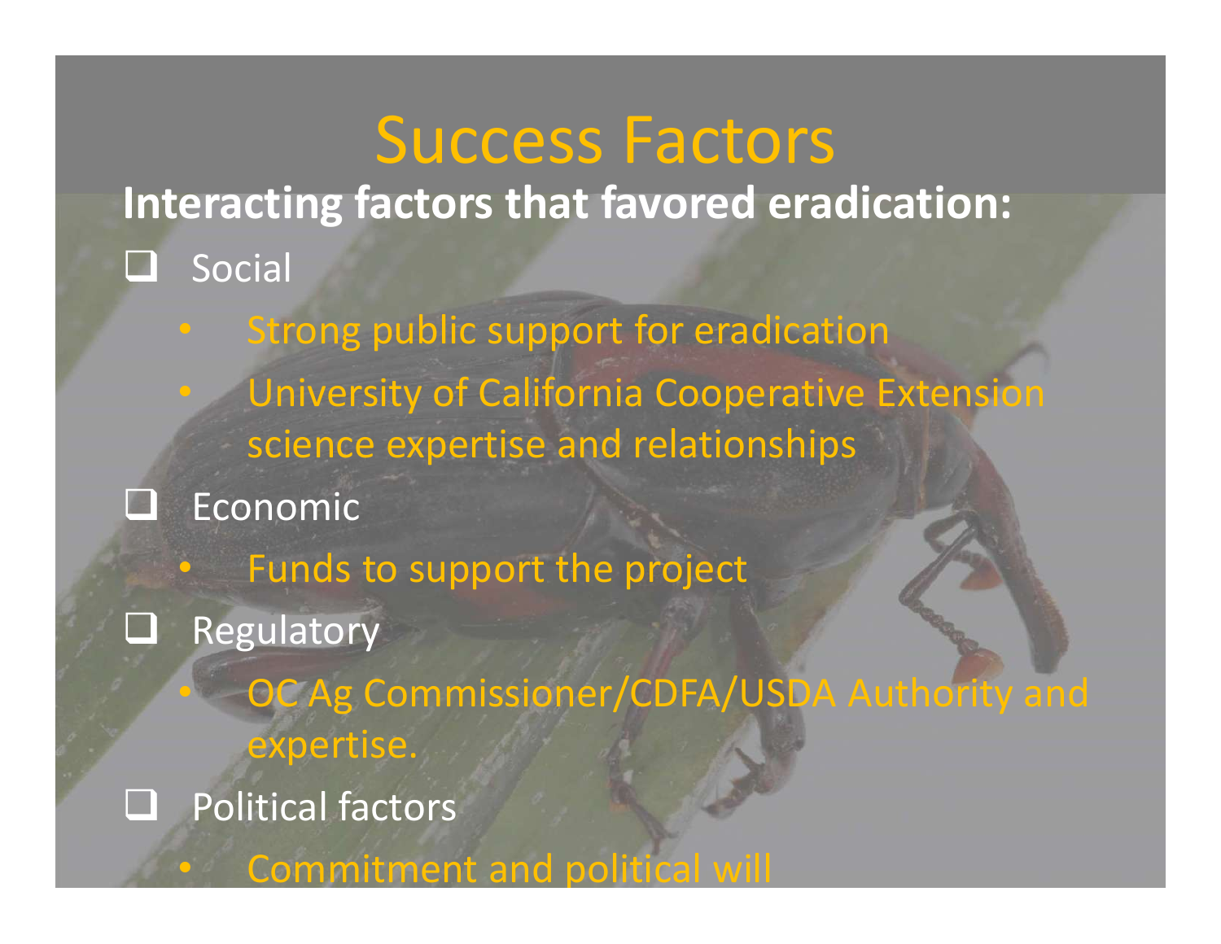# Success Factors

**Interacting factors that favored eradication:**

- Social
  - Strong public support for eradication
  - University of California Cooperative Extension science expertise and relationships
- Economic
  - Funds to support the project
- Regulatory
  - OC Ag Commissioner/CDFA/USDA Authority and expertise.
- Political factors
  - Commitment and political will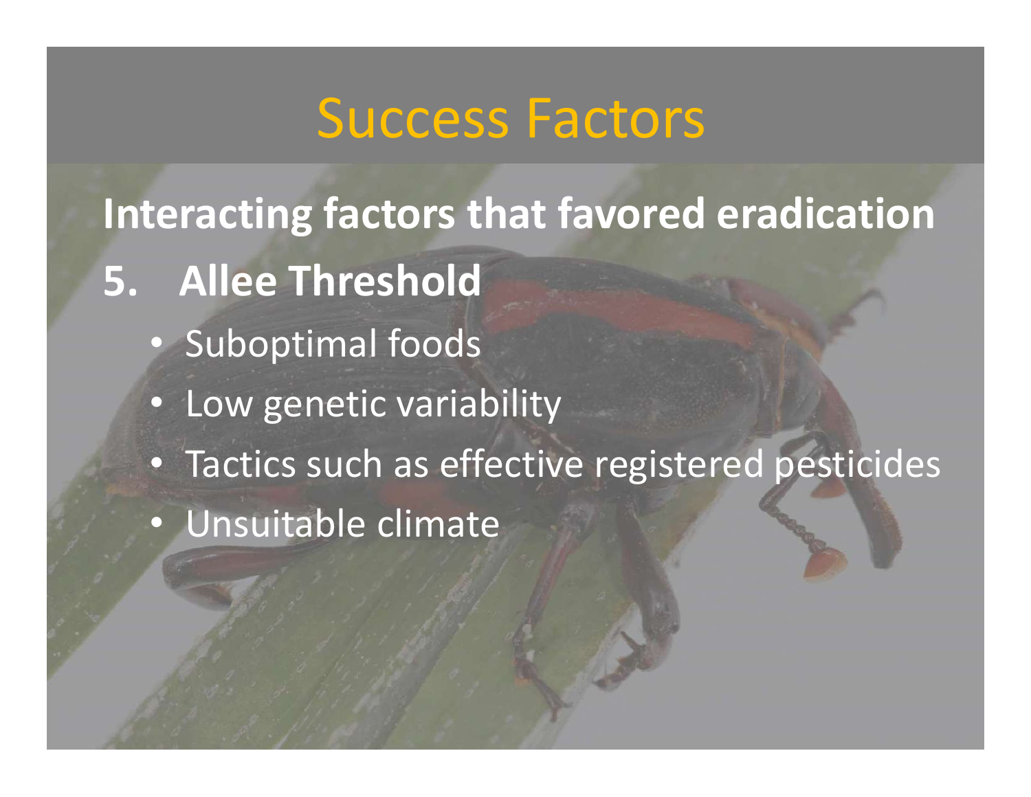# Success Factors

**Interacting factors that favored eradication**

**5. Allee Threshold**

- Suboptimal foods
- Low genetic variability
- Tactics such as effective registered pesticides
- Unsuitable climate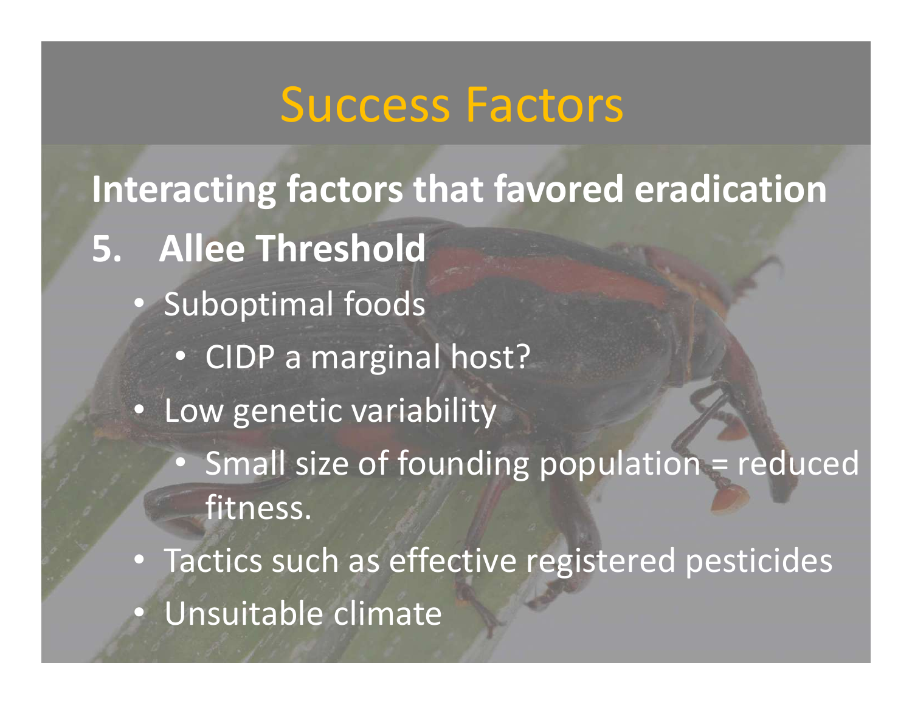# Success Factors

**Interacting factors that favored eradication**

**5. Allee Threshold**

- Suboptimal foods
  - CIDP a marginal host?
- Low genetic variability
  - Small size of founding population = reduced fitness.
- Tactics such as effective registered pesticides
- Unsuitable climate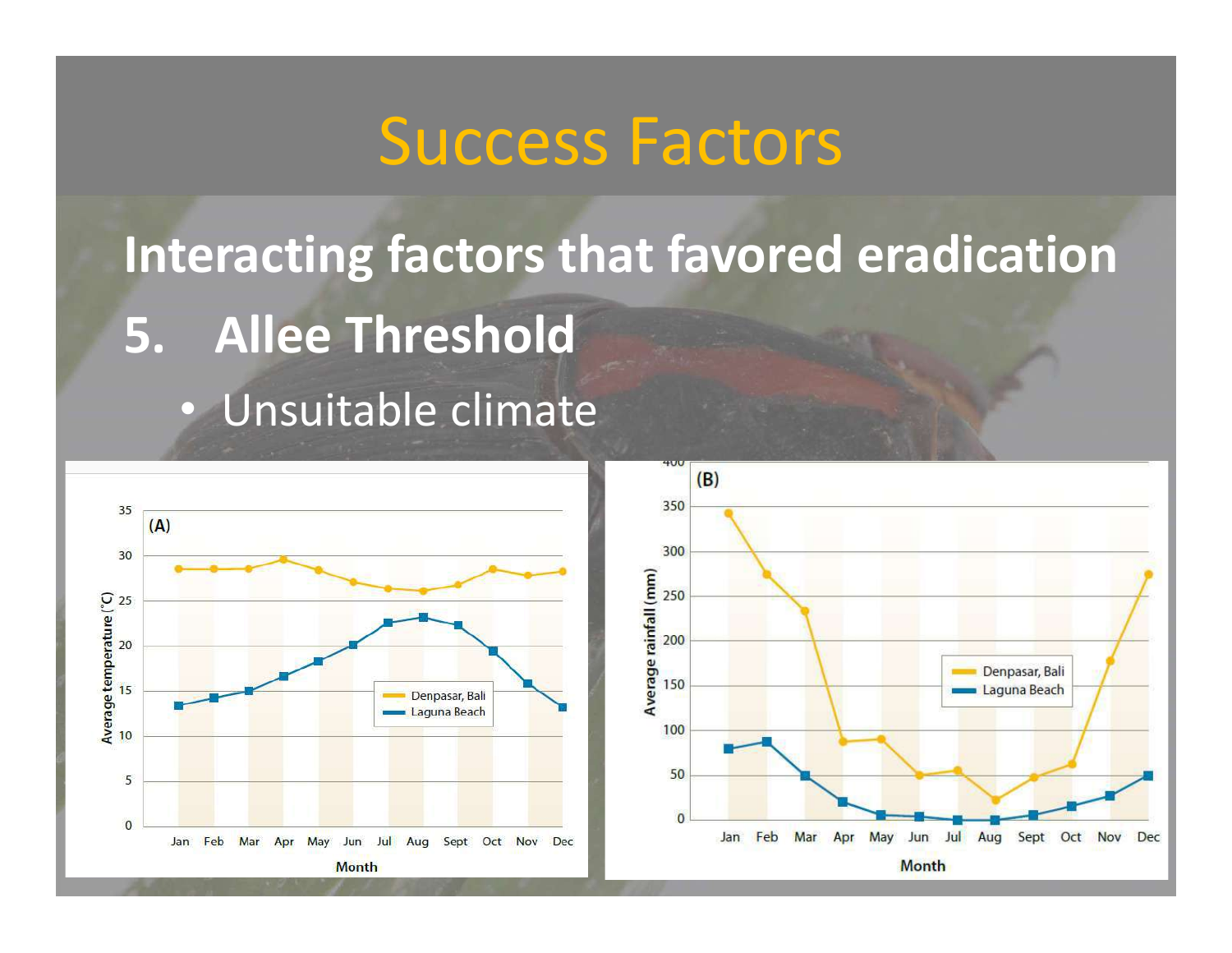# Success Factors

**Interacting factors that favored eradication**

**5. Allee Threshold**

- Unsuitable climate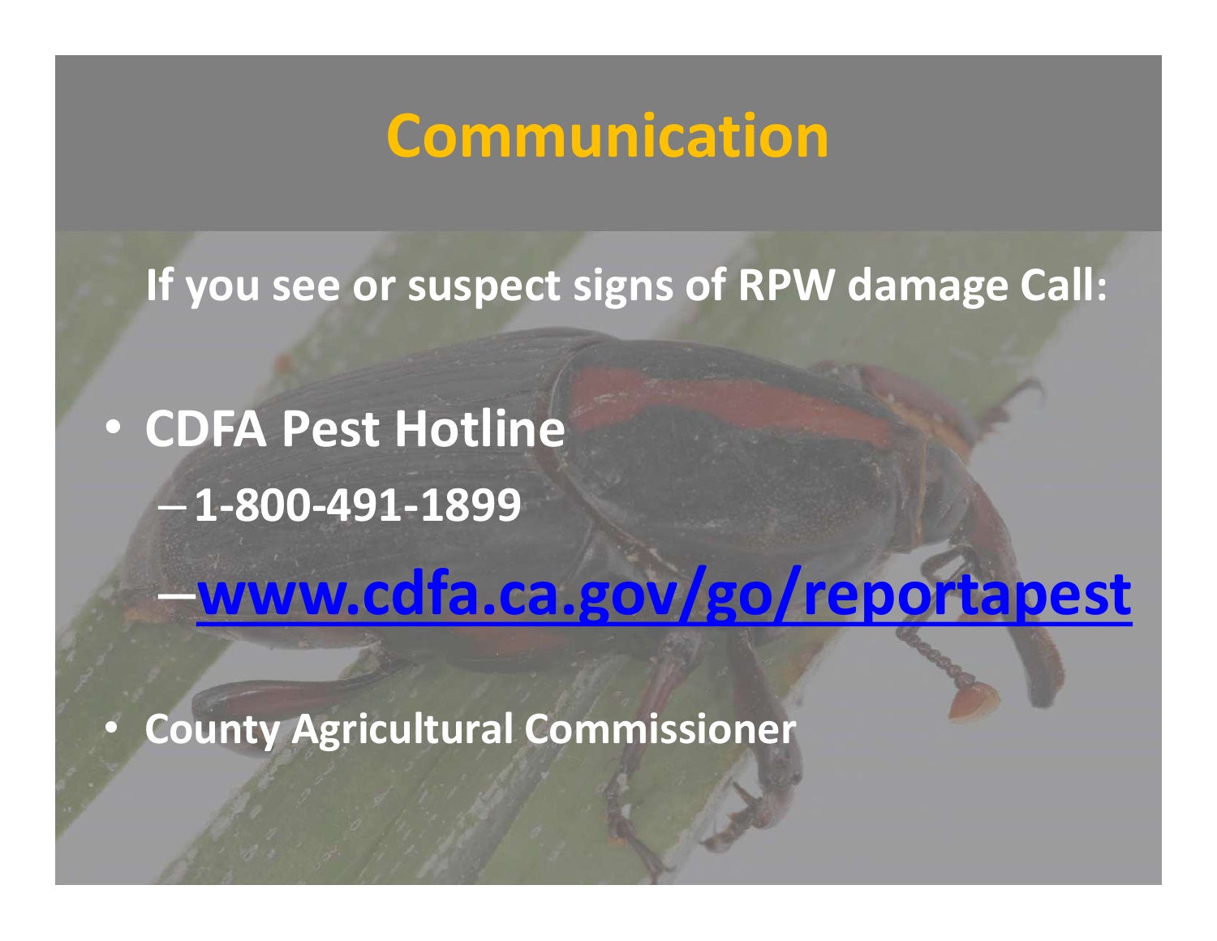# Communication

**If you see or suspect signs of RPW damage Call:**

- **CDFA Pest Hotline**
  - **1-800-491-1899**
  - **www.cdfa.ca.gov/go/reportapest**
- **County Agricultural Commissioner**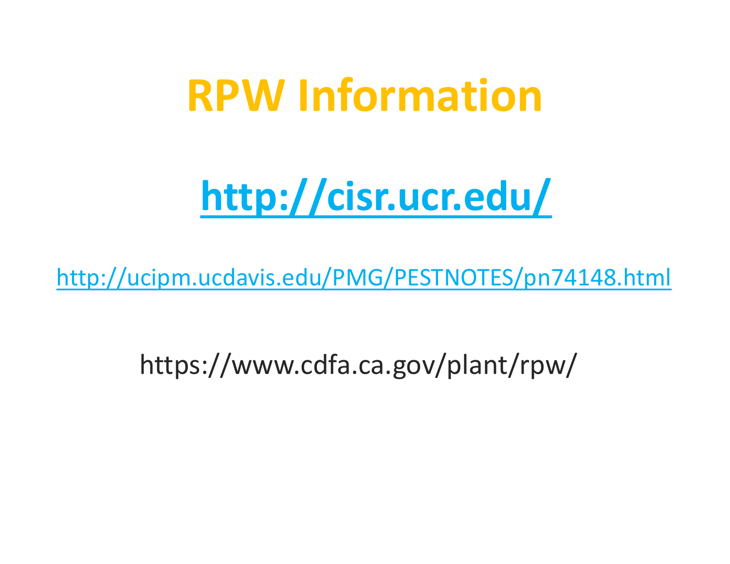# RPW Information

## [http://cisr.ucr.edu/](http://cisr.ucr.edu/)

[http://ucipm.ucdavis.edu/PMG/PESTNOTES/pn74148.html](http://ucipm.ucdavis.edu/PMG/PESTNOTES/pn74148.html)

https://www.cdfa.ca.gov/plant/rpw/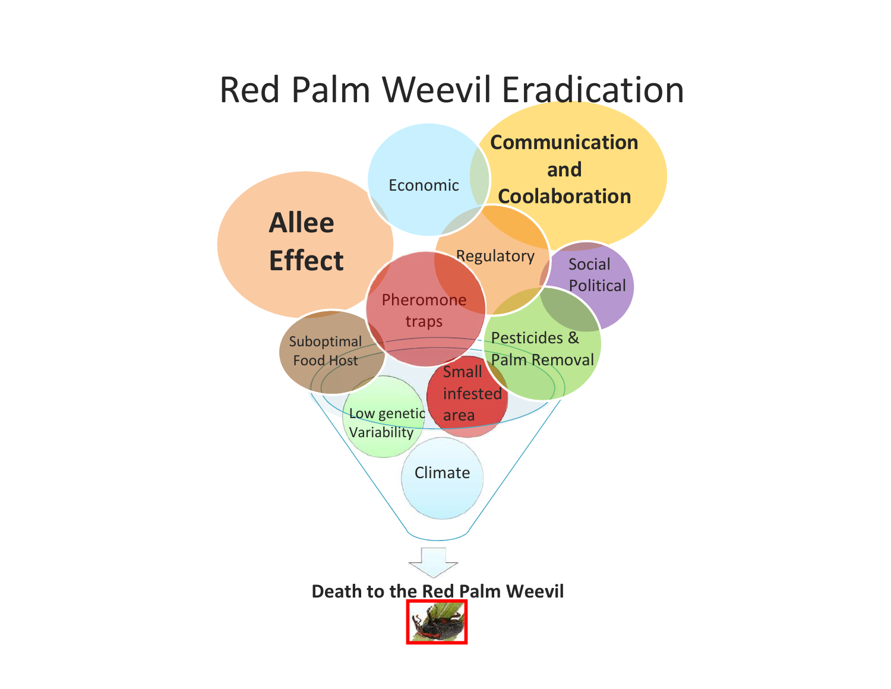# Red Palm Weevil Eradication

**Allee Effect**

Economic

**Communication and Coolaboration**

Regulatory

Social Political

Pheromone traps

Suboptimal Food Host

Pesticides & Palm Removal

Small infested area

Low genetic Variability

Climate

**Death to the Red Palm Weevil**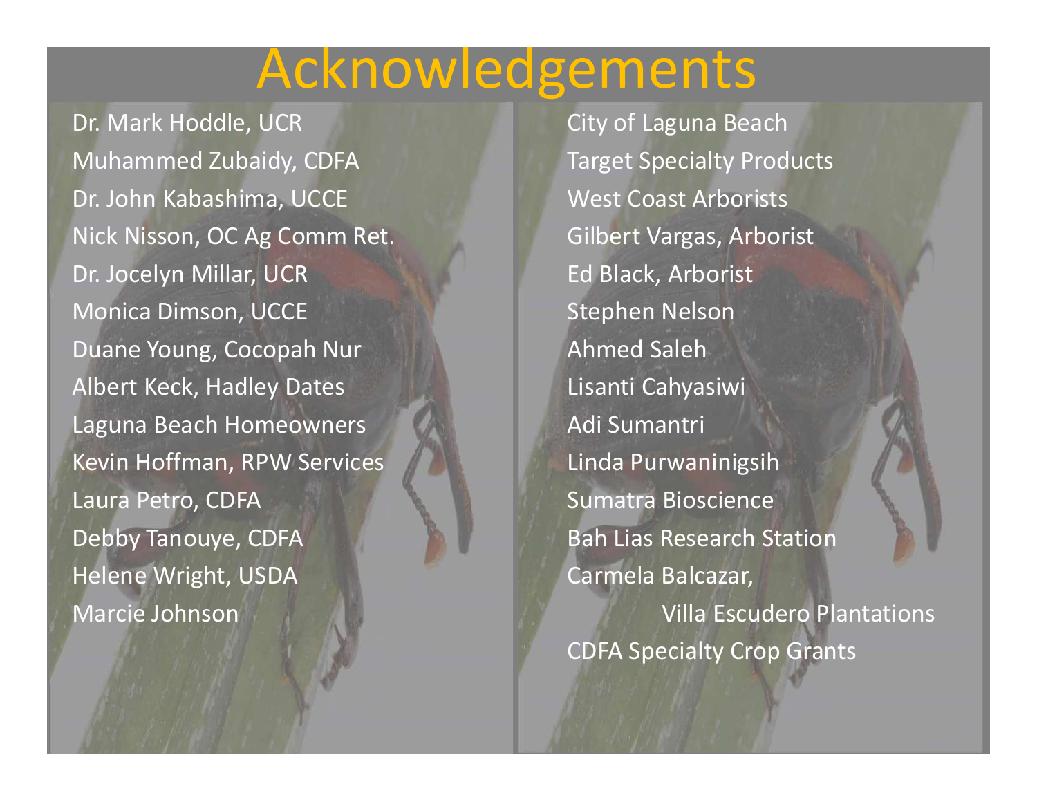# Acknowledgements

Dr. Mark Hoddle, UCR
Muhammed Zubaidy, CDFA
Dr. John Kabashima, UCCE
Nick Nisson, OC Ag Comm Ret.
Dr. Jocelyn Millar, UCR
Monica Dimson, UCCE
Duane Young, Cocopah Nur
Albert Keck, Hadley Dates
Laguna Beach Homeowners
Kevin Hoffman, RPW Services
Laura Petro, CDFA
Debby Tanouye, CDFA
Helene Wright, USDA
Marcie Johnson

City of Laguna Beach
Target Specialty Products
West Coast Arborists
Gilbert Vargas, Arborist
Ed Black, Arborist
Stephen Nelson
Ahmed Saleh
Lisanti Cahyasiwi
Adi Sumantri
Linda Purwaninigsih
Sumatra Bioscience
Bah Lias Research Station
Carmela Balcazar,
Villa Escudero Plantations
CDFA Specialty Crop Grants